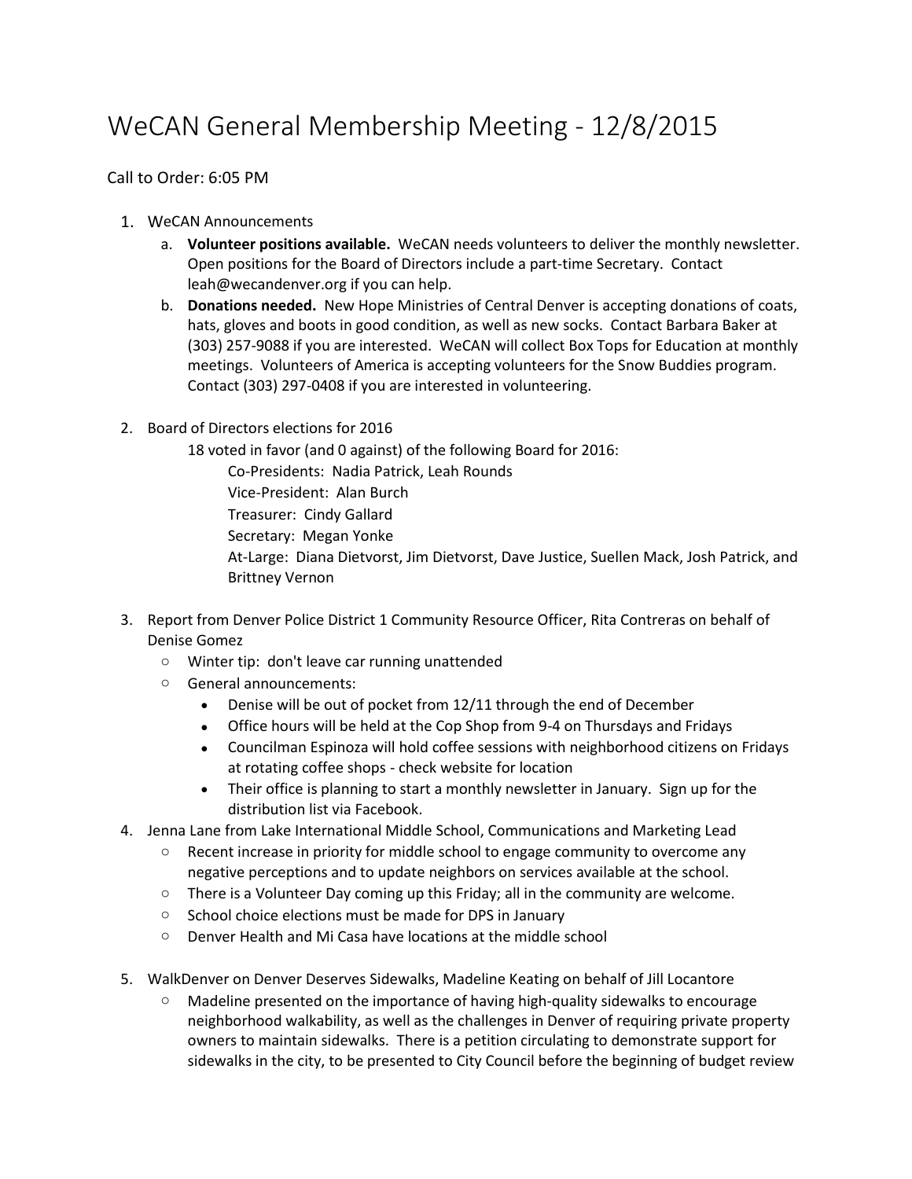# WeCAN General Membership Meeting - 12/8/2015

Call to Order: 6:05 PM

1. WeCAN Announcements
   a. **Volunteer positions available.** WeCAN needs volunteers to deliver the monthly newsletter. Open positions for the Board of Directors include a part-time Secretary. Contact leah@wecandenver.org if you can help.
   b. **Donations needed.** New Hope Ministries of Central Denver is accepting donations of coats, hats, gloves and boots in good condition, as well as new socks. Contact Barbara Baker at (303) 257-9088 if you are interested. WeCAN will collect Box Tops for Education at monthly meetings. Volunteers of America is accepting volunteers for the Snow Buddies program. Contact (303) 297-0408 if you are interested in volunteering.

2. Board of Directors elections for 2016

   18 voted in favor (and 0 against) of the following Board for 2016:

   Co-Presidents: Nadia Patrick, Leah Rounds
   Vice-President: Alan Burch
   Treasurer: Cindy Gallard
   Secretary: Megan Yonke
   At-Large: Diana Dietvorst, Jim Dietvorst, Dave Justice, Suellen Mack, Josh Patrick, and Brittney Vernon

3. Report from Denver Police District 1 Community Resource Officer, Rita Contreras on behalf of Denise Gomez
   - Winter tip: don't leave car running unattended
   - General announcements:
     - Denise will be out of pocket from 12/11 through the end of December
     - Office hours will be held at the Cop Shop from 9-4 on Thursdays and Fridays
     - Councilman Espinoza will hold coffee sessions with neighborhood citizens on Fridays at rotating coffee shops - check website for location
     - Their office is planning to start a monthly newsletter in January. Sign up for the distribution list via Facebook.
4. Jenna Lane from Lake International Middle School, Communications and Marketing Lead
   - Recent increase in priority for middle school to engage community to overcome any negative perceptions and to update neighbors on services available at the school.
   - There is a Volunteer Day coming up this Friday; all in the community are welcome.
   - School choice elections must be made for DPS in January
   - Denver Health and Mi Casa have locations at the middle school

5. WalkDenver on Denver Deserves Sidewalks, Madeline Keating on behalf of Jill Locantore
   - Madeline presented on the importance of having high-quality sidewalks to encourage neighborhood walkability, as well as the challenges in Denver of requiring private property owners to maintain sidewalks. There is a petition circulating to demonstrate support for sidewalks in the city, to be presented to City Council before the beginning of budget review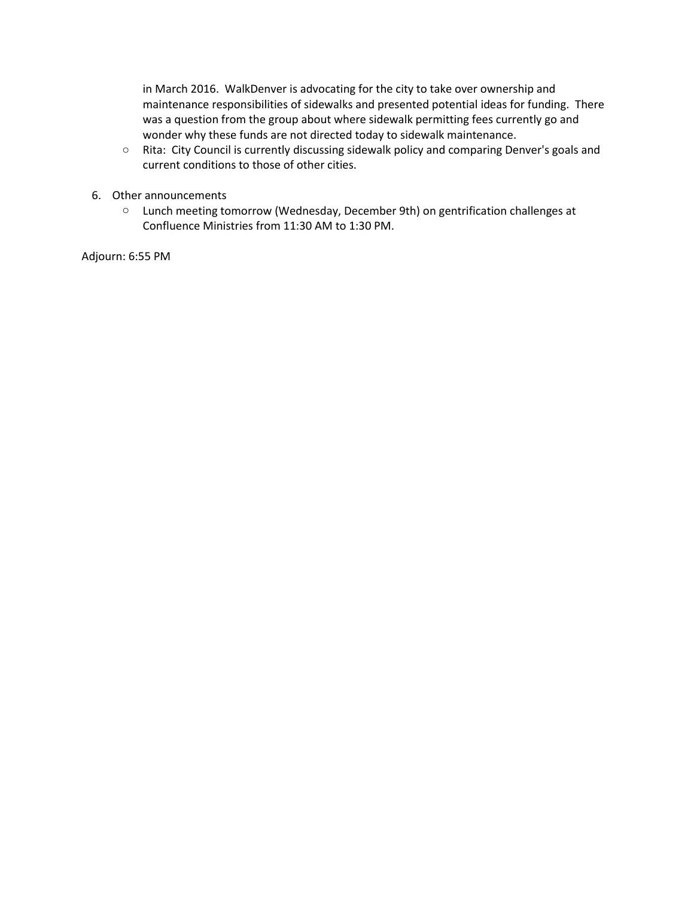in March 2016. WalkDenver is advocating for the city to take over ownership and maintenance responsibilities of sidewalks and presented potential ideas for funding. There was a question from the group about where sidewalk permitting fees currently go and wonder why these funds are not directed today to sidewalk maintenance.

  - Rita: City Council is currently discussing sidewalk policy and comparing Denver's goals and current conditions to those of other cities.

6. Other announcements
   - Lunch meeting tomorrow (Wednesday, December 9th) on gentrification challenges at Confluence Ministries from 11:30 AM to 1:30 PM.

Adjourn: 6:55 PM